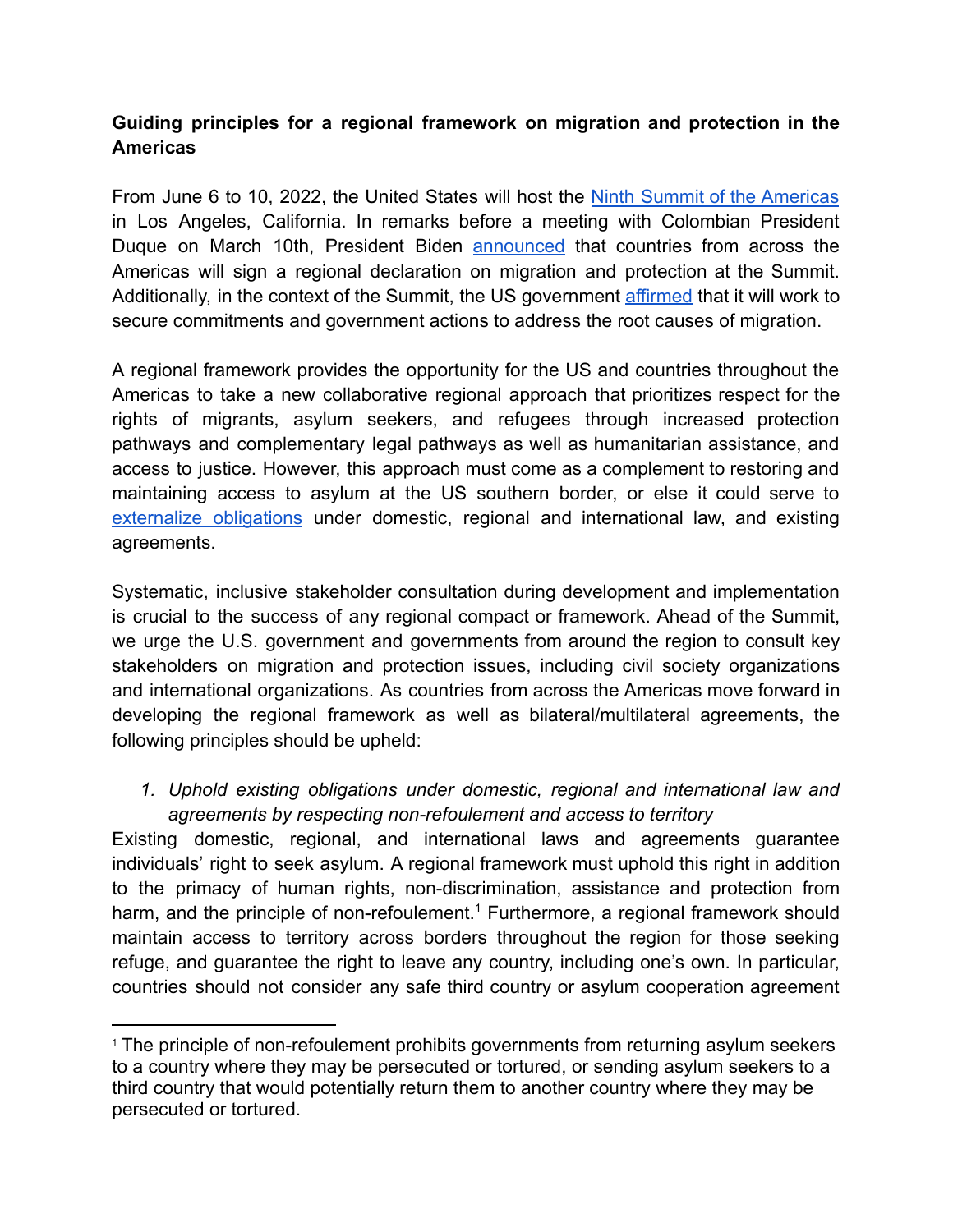**Guiding principles for a regional framework on migration and protection in the Americas**

From June 6 to 10, 2022, the United States will host the Ninth Summit of the Americas in Los Angeles, California. In remarks before a meeting with Colombian President Duque on March 10th, President Biden announced that countries from across the Americas will sign a regional declaration on migration and protection at the Summit. Additionally, in the context of the Summit, the US government affirmed that it will work to secure commitments and government actions to address the root causes of migration.

A regional framework provides the opportunity for the US and countries throughout the Americas to take a new collaborative regional approach that prioritizes respect for the rights of migrants, asylum seekers, and refugees through increased protection pathways and complementary legal pathways as well as humanitarian assistance, and access to justice. However, this approach must come as a complement to restoring and maintaining access to asylum at the US southern border, or else it could serve to externalize obligations under domestic, regional and international law, and existing agreements.

Systematic, inclusive stakeholder consultation during development and implementation is crucial to the success of any regional compact or framework. Ahead of the Summit, we urge the U.S. government and governments from around the region to consult key stakeholders on migration and protection issues, including civil society organizations and international organizations. As countries from across the Americas move forward in developing the regional framework as well as bilateral/multilateral agreements, the following principles should be upheld:

1. *Uphold existing obligations under domestic, regional and international law and agreements by respecting non-refoulement and access to territory*

Existing domestic, regional, and international laws and agreements guarantee individuals' right to seek asylum. A regional framework must uphold this right in addition to the primacy of human rights, non-discrimination, assistance and protection from harm, and the principle of non-refoulement.[1] Furthermore, a regional framework should maintain access to territory across borders throughout the region for those seeking refuge, and guarantee the right to leave any country, including one's own. In particular, countries should not consider any safe third country or asylum cooperation agreement

[1] The principle of non-refoulement prohibits governments from returning asylum seekers to a country where they may be persecuted or tortured, or sending asylum seekers to a third country that would potentially return them to another country where they may be persecuted or tortured.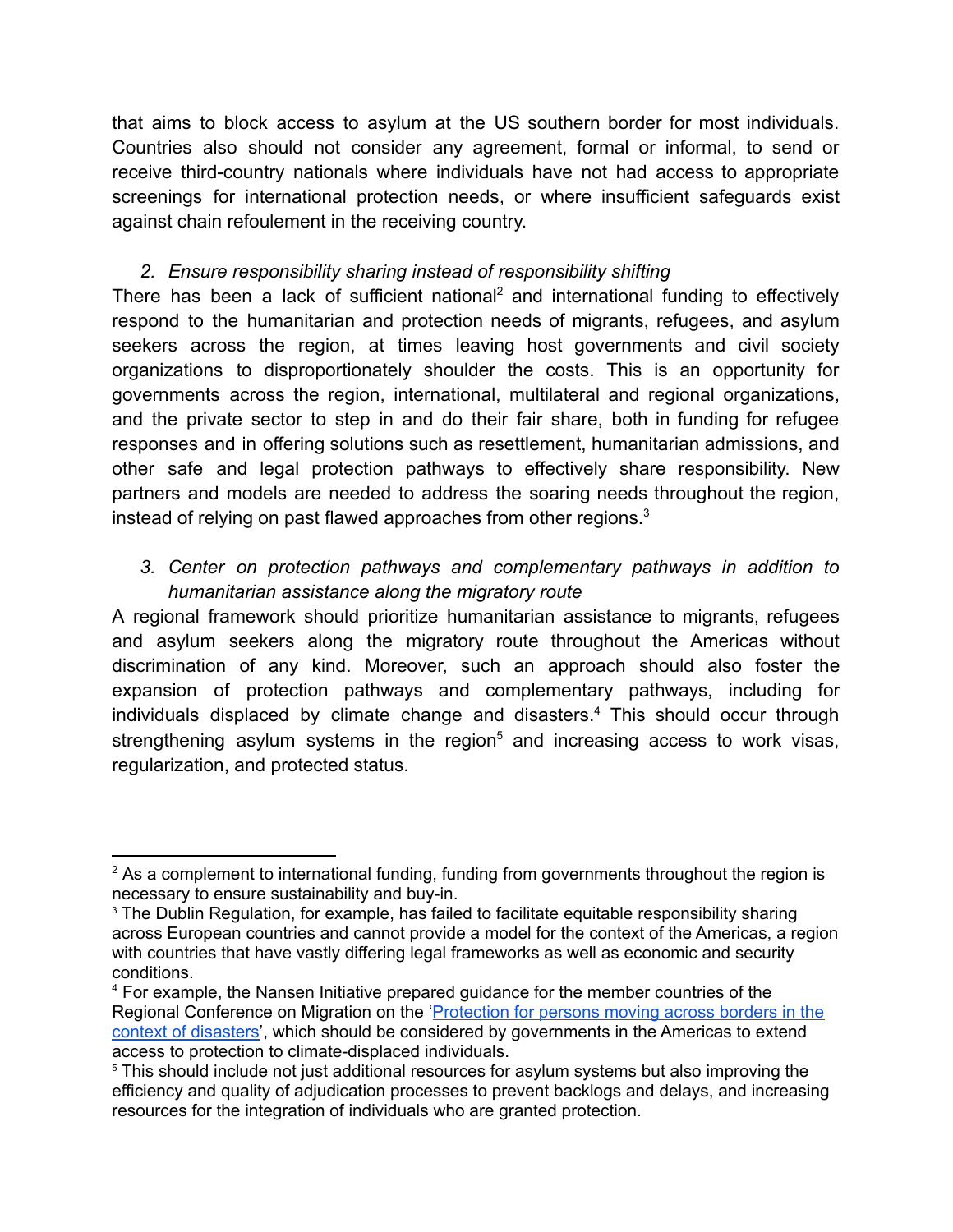that aims to block access to asylum at the US southern border for most individuals. Countries also should not consider any agreement, formal or informal, to send or receive third-country nationals where individuals have not had access to appropriate screenings for international protection needs, or where insufficient safeguards exist against chain refoulement in the receiving country.

2. *Ensure responsibility sharing instead of responsibility shifting*

There has been a lack of sufficient national[2] and international funding to effectively respond to the humanitarian and protection needs of migrants, refugees, and asylum seekers across the region, at times leaving host governments and civil society organizations to disproportionately shoulder the costs. This is an opportunity for governments across the region, international, multilateral and regional organizations, and the private sector to step in and do their fair share, both in funding for refugee responses and in offering solutions such as resettlement, humanitarian admissions, and other safe and legal protection pathways to effectively share responsibility. New partners and models are needed to address the soaring needs throughout the region, instead of relying on past flawed approaches from other regions.[3]

3. *Center on protection pathways and complementary pathways in addition to humanitarian assistance along the migratory route*

A regional framework should prioritize humanitarian assistance to migrants, refugees and asylum seekers along the migratory route throughout the Americas without discrimination of any kind. Moreover, such an approach should also foster the expansion of protection pathways and complementary pathways, including for individuals displaced by climate change and disasters.[4] This should occur through strengthening asylum systems in the region[5] and increasing access to work visas, regularization, and protected status.

---

[2] As a complement to international funding, funding from governments throughout the region is necessary to ensure sustainability and buy-in.

[3] The Dublin Regulation, for example, has failed to facilitate equitable responsibility sharing across European countries and cannot provide a model for the context of the Americas, a region with countries that have vastly differing legal frameworks as well as economic and security conditions.

[4] For example, the Nansen Initiative prepared guidance for the member countries of the Regional Conference on Migration on the '[Protection for persons moving across borders in the context of disasters]', which should be considered by governments in the Americas to extend access to protection to climate-displaced individuals.

[5] This should include not just additional resources for asylum systems but also improving the efficiency and quality of adjudication processes to prevent backlogs and delays, and increasing resources for the integration of individuals who are granted protection.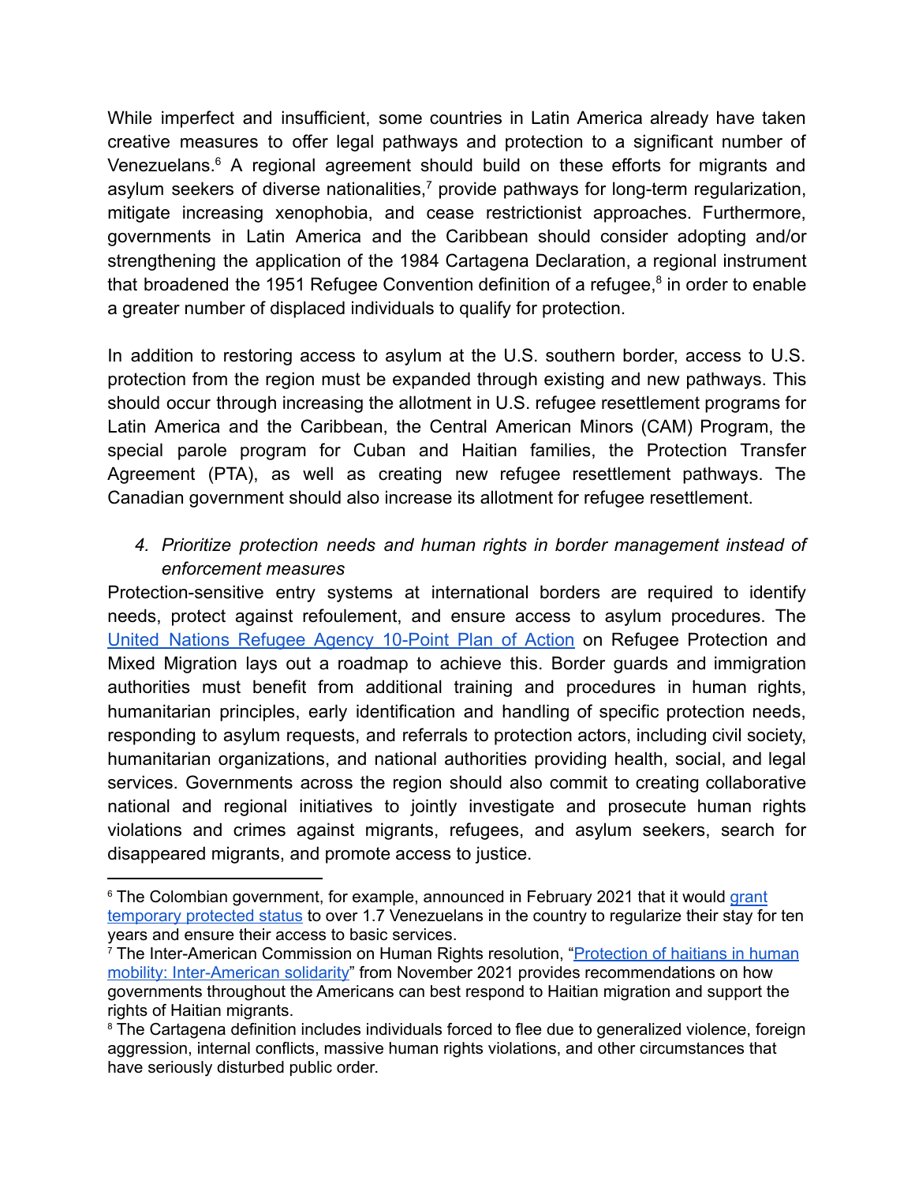While imperfect and insufficient, some countries in Latin America already have taken creative measures to offer legal pathways and protection to a significant number of Venezuelans.[6] A regional agreement should build on these efforts for migrants and asylum seekers of diverse nationalities,[7] provide pathways for long-term regularization, mitigate increasing xenophobia, and cease restrictionist approaches. Furthermore, governments in Latin America and the Caribbean should consider adopting and/or strengthening the application of the 1984 Cartagena Declaration, a regional instrument that broadened the 1951 Refugee Convention definition of a refugee,[8] in order to enable a greater number of displaced individuals to qualify for protection.

In addition to restoring access to asylum at the U.S. southern border, access to U.S. protection from the region must be expanded through existing and new pathways. This should occur through increasing the allotment in U.S. refugee resettlement programs for Latin America and the Caribbean, the Central American Minors (CAM) Program, the special parole program for Cuban and Haitian families, the Protection Transfer Agreement (PTA), as well as creating new refugee resettlement pathways. The Canadian government should also increase its allotment for refugee resettlement.

4. *Prioritize protection needs and human rights in border management instead of enforcement measures*

Protection-sensitive entry systems at international borders are required to identify needs, protect against refoulement, and ensure access to asylum procedures. The United Nations Refugee Agency 10-Point Plan of Action on Refugee Protection and Mixed Migration lays out a roadmap to achieve this. Border guards and immigration authorities must benefit from additional training and procedures in human rights, humanitarian principles, early identification and handling of specific protection needs, responding to asylum requests, and referrals to protection actors, including civil society, humanitarian organizations, and national authorities providing health, social, and legal services. Governments across the region should also commit to creating collaborative national and regional initiatives to jointly investigate and prosecute human rights violations and crimes against migrants, refugees, and asylum seekers, search for disappeared migrants, and promote access to justice.

---

[6] The Colombian government, for example, announced in February 2021 that it would grant temporary protected status to over 1.7 Venezuelans in the country to regularize their stay for ten years and ensure their access to basic services.

[7] The Inter-American Commission on Human Rights resolution, "Protection of haitians in human mobility: Inter-American solidarity" from November 2021 provides recommendations on how governments throughout the Americans can best respond to Haitian migration and support the rights of Haitian migrants.

[8] The Cartagena definition includes individuals forced to flee due to generalized violence, foreign aggression, internal conflicts, massive human rights violations, and other circumstances that have seriously disturbed public order.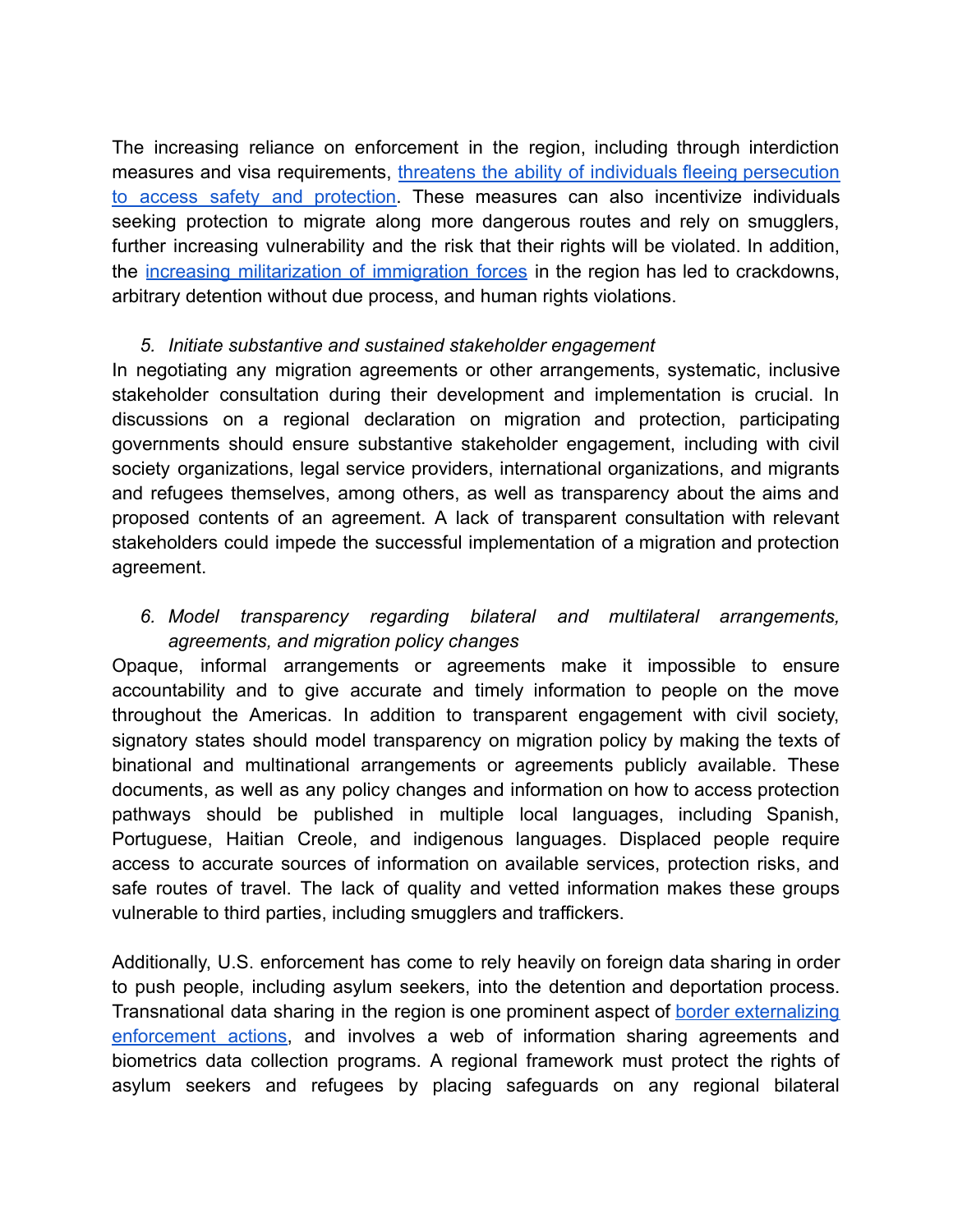The increasing reliance on enforcement in the region, including through interdiction measures and visa requirements, [threatens the ability of individuals fleeing persecution to access safety and protection](). These measures can also incentivize individuals seeking protection to migrate along more dangerous routes and rely on smugglers, further increasing vulnerability and the risk that their rights will be violated. In addition, the [increasing militarization of immigration forces]() in the region has led to crackdowns, arbitrary detention without due process, and human rights violations.

5. *Initiate substantive and sustained stakeholder engagement*

In negotiating any migration agreements or other arrangements, systematic, inclusive stakeholder consultation during their development and implementation is crucial. In discussions on a regional declaration on migration and protection, participating governments should ensure substantive stakeholder engagement, including with civil society organizations, legal service providers, international organizations, and migrants and refugees themselves, among others, as well as transparency about the aims and proposed contents of an agreement. A lack of transparent consultation with relevant stakeholders could impede the successful implementation of a migration and protection agreement.

6. *Model transparency regarding bilateral and multilateral arrangements, agreements, and migration policy changes*

Opaque, informal arrangements or agreements make it impossible to ensure accountability and to give accurate and timely information to people on the move throughout the Americas. In addition to transparent engagement with civil society, signatory states should model transparency on migration policy by making the texts of binational and multinational arrangements or agreements publicly available. These documents, as well as any policy changes and information on how to access protection pathways should be published in multiple local languages, including Spanish, Portuguese, Haitian Creole, and indigenous languages. Displaced people require access to accurate sources of information on available services, protection risks, and safe routes of travel. The lack of quality and vetted information makes these groups vulnerable to third parties, including smugglers and traffickers.

Additionally, U.S. enforcement has come to rely heavily on foreign data sharing in order to push people, including asylum seekers, into the detention and deportation process. Transnational data sharing in the region is one prominent aspect of [border externalizing enforcement actions](), and involves a web of information sharing agreements and biometrics data collection programs. A regional framework must protect the rights of asylum seekers and refugees by placing safeguards on any regional bilateral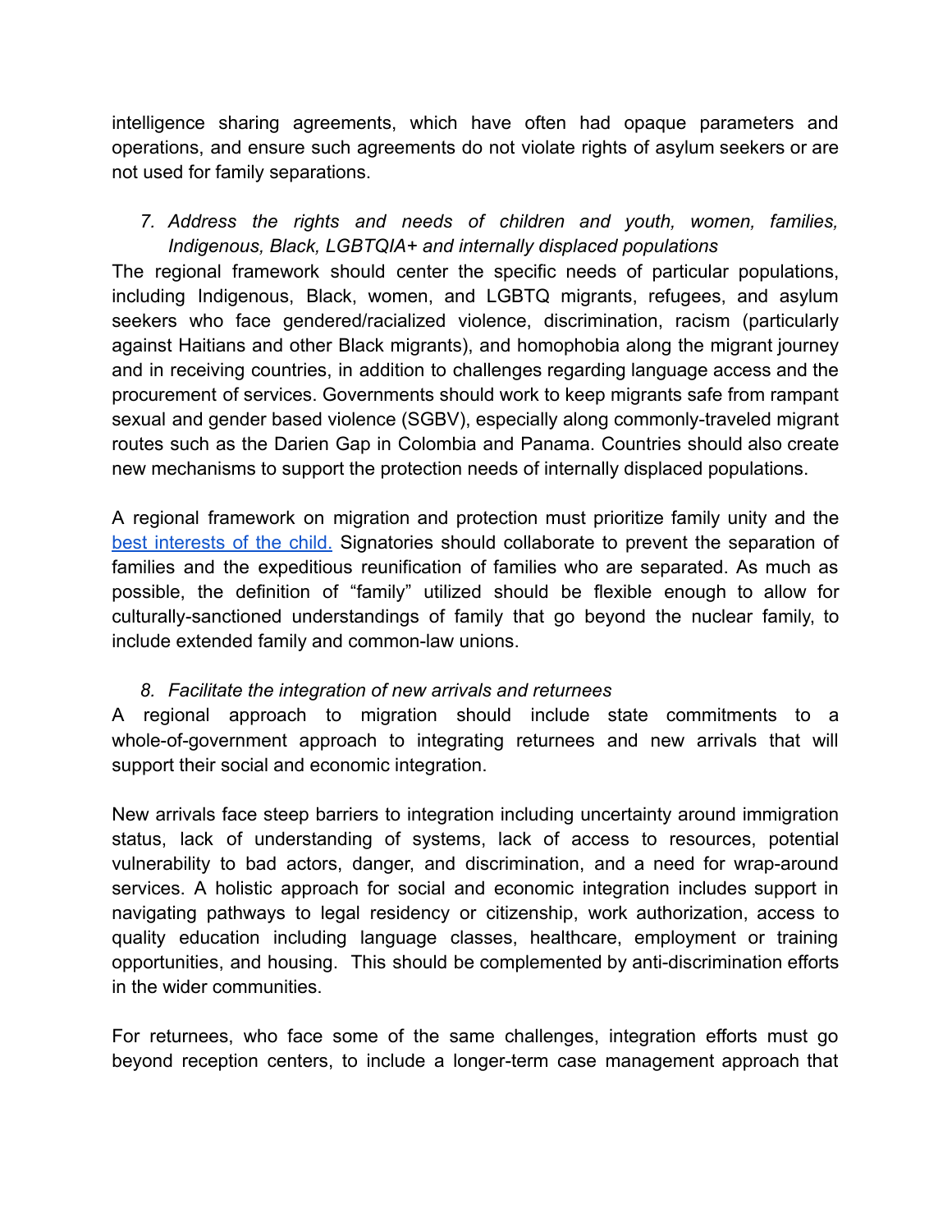intelligence sharing agreements, which have often had opaque parameters and operations, and ensure such agreements do not violate rights of asylum seekers or are not used for family separations.

7. *Address the rights and needs of children and youth, women, families, Indigenous, Black, LGBTQIA+ and internally displaced populations*

The regional framework should center the specific needs of particular populations, including Indigenous, Black, women, and LGBTQ migrants, refugees, and asylum seekers who face gendered/racialized violence, discrimination, racism (particularly against Haitians and other Black migrants), and homophobia along the migrant journey and in receiving countries, in addition to challenges regarding language access and the procurement of services. Governments should work to keep migrants safe from rampant sexual and gender based violence (SGBV), especially along commonly-traveled migrant routes such as the Darien Gap in Colombia and Panama. Countries should also create new mechanisms to support the protection needs of internally displaced populations.

A regional framework on migration and protection must prioritize family unity and the [best interests of the child.](#) Signatories should collaborate to prevent the separation of families and the expeditious reunification of families who are separated. As much as possible, the definition of "family" utilized should be flexible enough to allow for culturally-sanctioned understandings of family that go beyond the nuclear family, to include extended family and common-law unions.

8. *Facilitate the integration of new arrivals and returnees*

A regional approach to migration should include state commitments to a whole-of-government approach to integrating returnees and new arrivals that will support their social and economic integration.

New arrivals face steep barriers to integration including uncertainty around immigration status, lack of understanding of systems, lack of access to resources, potential vulnerability to bad actors, danger, and discrimination, and a need for wrap-around services. A holistic approach for social and economic integration includes support in navigating pathways to legal residency or citizenship, work authorization, access to quality education including language classes, healthcare, employment or training opportunities, and housing. This should be complemented by anti-discrimination efforts in the wider communities.

For returnees, who face some of the same challenges, integration efforts must go beyond reception centers, to include a longer-term case management approach that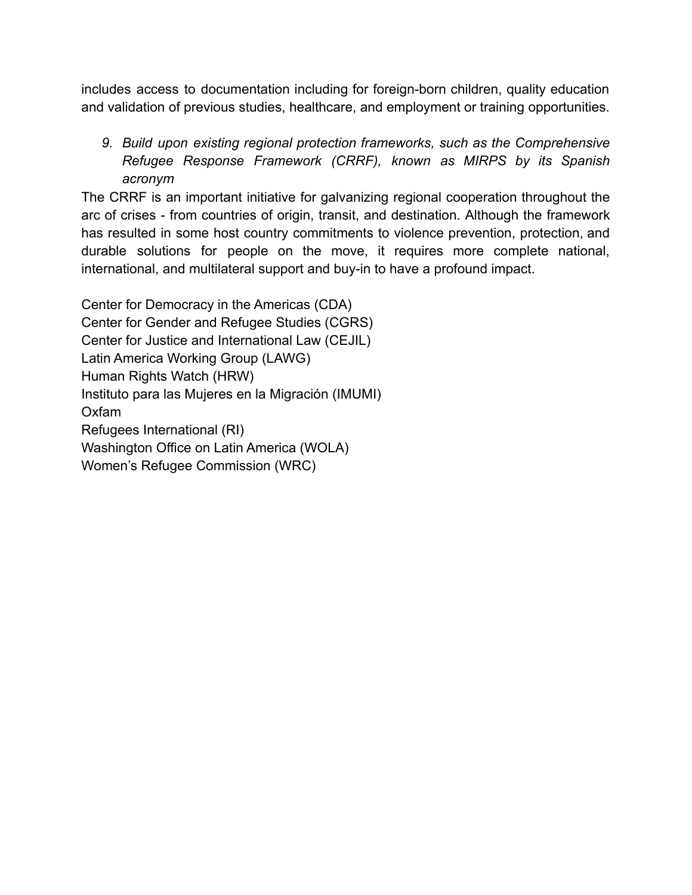includes access to documentation including for foreign-born children, quality education and validation of previous studies, healthcare, and employment or training opportunities.

9. *Build upon existing regional protection frameworks, such as the Comprehensive Refugee Response Framework (CRRF), known as MIRPS by its Spanish acronym*

The CRRF is an important initiative for galvanizing regional cooperation throughout the arc of crises - from countries of origin, transit, and destination. Although the framework has resulted in some host country commitments to violence prevention, protection, and durable solutions for people on the move, it requires more complete national, international, and multilateral support and buy-in to have a profound impact.

Center for Democracy in the Americas (CDA)
Center for Gender and Refugee Studies (CGRS)
Center for Justice and International Law (CEJIL)
Latin America Working Group (LAWG)
Human Rights Watch (HRW)
Instituto para las Mujeres en la Migración (IMUMI)
Oxfam
Refugees International (RI)
Washington Office on Latin America (WOLA)
Women's Refugee Commission (WRC)